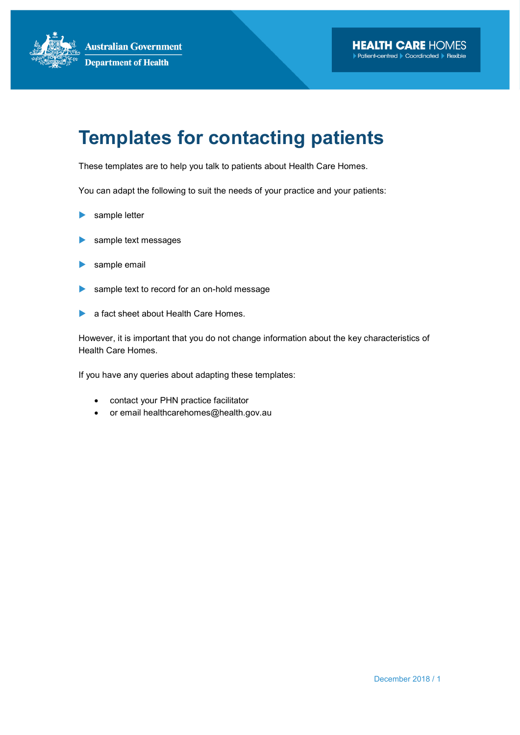# Templates for contacting patients

These templates are to help you talk to patients about Health Care Homes.

You can adapt the following to suit the needs of your practice and your patients:

- sample letter
- sample text messages
- sample email
- sample text to record for an on-hold message
- a fact sheet about Health Care Homes.

However, it is important that you do not change information about the key characteristics of Health Care Homes.

If you have any queries about adapting these templates:

- contact your PHN practice facilitator
- or email healthcarehomes@health.gov.au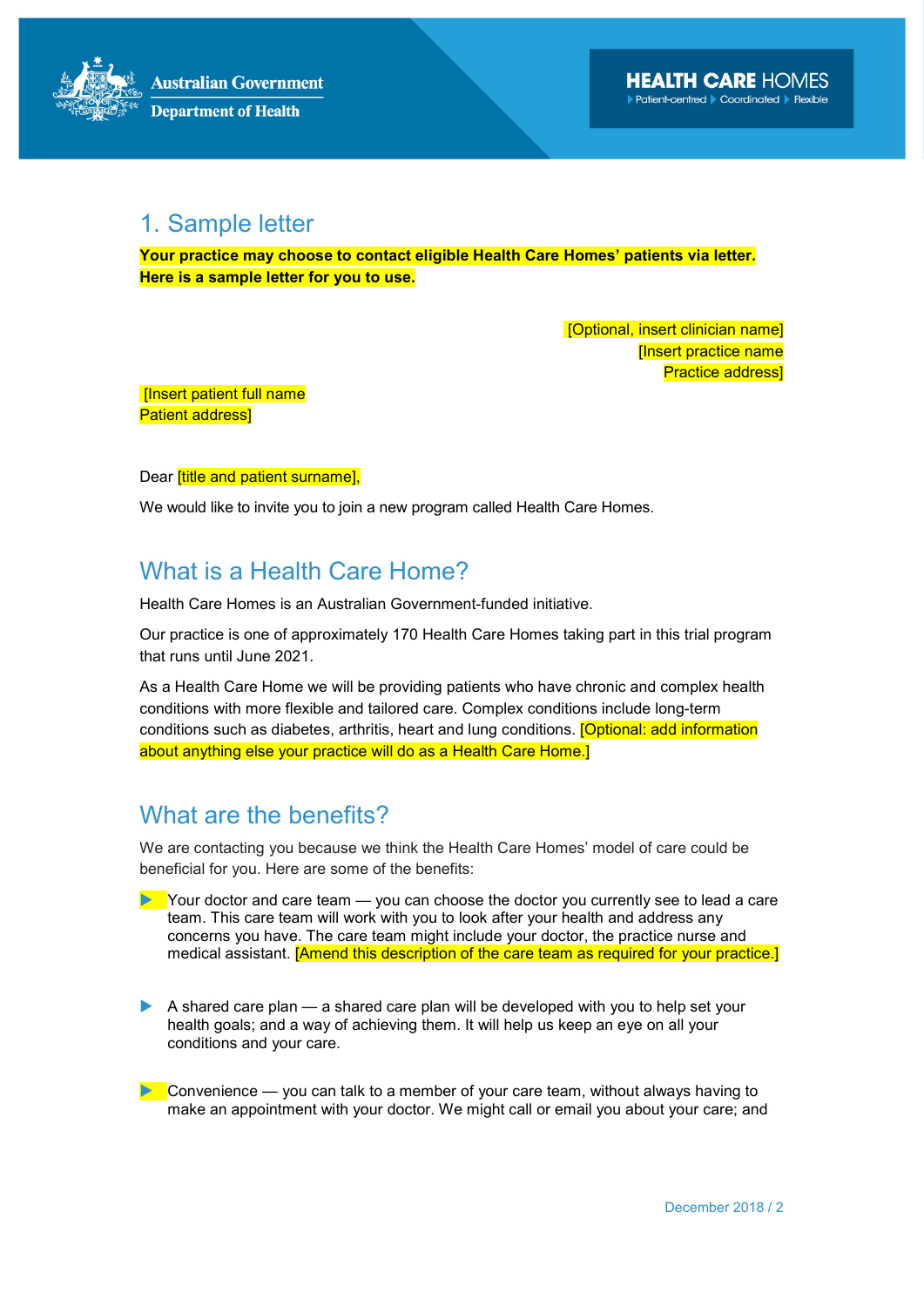## 1. Sample letter

**Your practice may choose to contact eligible Health Care Homes' patients via letter. Here is a sample letter for you to use.**

[Optional, insert clinician name]
[Insert practice name
Practice address]

[Insert patient full name
Patient address]

Dear [title and patient surname],

We would like to invite you to join a new program called Health Care Homes.

## What is a Health Care Home?

Health Care Homes is an Australian Government-funded initiative.

Our practice is one of approximately 170 Health Care Homes taking part in this trial program that runs until June 2021.

As a Health Care Home we will be providing patients who have chronic and complex health conditions with more flexible and tailored care. Complex conditions include long-term conditions such as diabetes, arthritis, heart and lung conditions. [Optional: add information about anything else your practice will do as a Health Care Home.]

## What are the benefits?

We are contacting you because we think the Health Care Homes' model of care could be beneficial for you. Here are some of the benefits:

- Your doctor and care team — you can choose the doctor you currently see to lead a care team. This care team will work with you to look after your health and address any concerns you have. The care team might include your doctor, the practice nurse and medical assistant. [Amend this description of the care team as required for your practice.]
- A shared care plan — a shared care plan will be developed with you to help set your health goals; and a way of achieving them. It will help us keep an eye on all your conditions and your care.
- Convenience — you can talk to a member of your care team, without always having to make an appointment with your doctor. We might call or email you about your care; and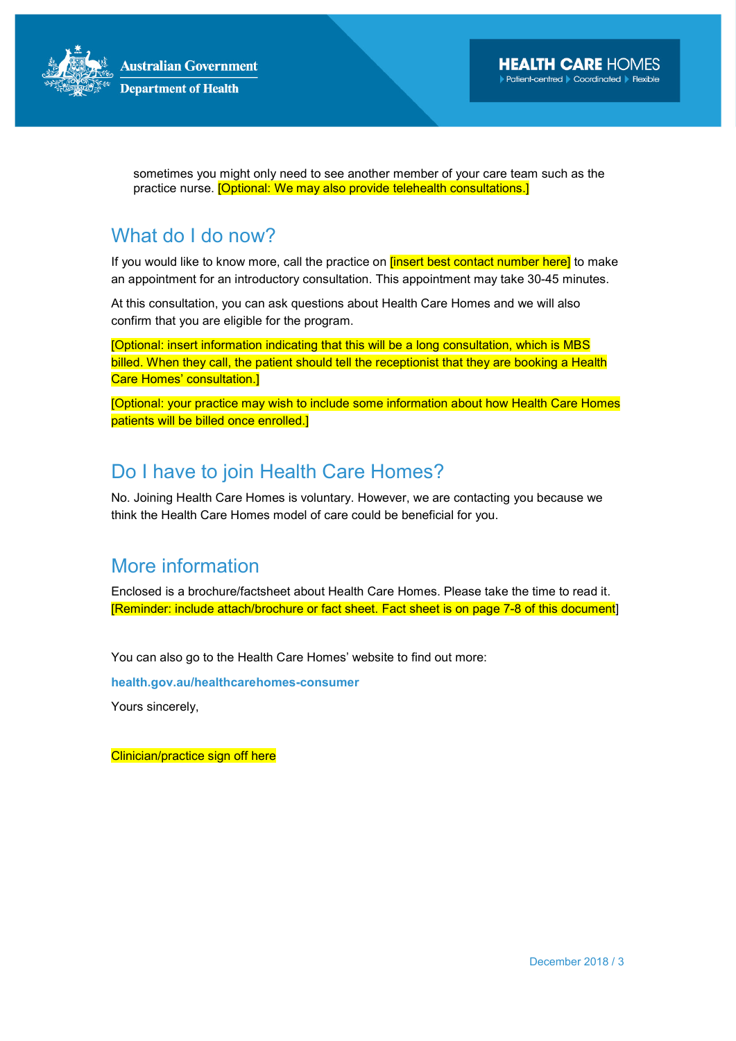sometimes you might only need to see another member of your care team such as the practice nurse. [Optional: We may also provide telehealth consultations.]

## What do I do now?

If you would like to know more, call the practice on [insert best contact number here] to make an appointment for an introductory consultation. This appointment may take 30-45 minutes.

At this consultation, you can ask questions about Health Care Homes and we will also confirm that you are eligible for the program.

[Optional: insert information indicating that this will be a long consultation, which is MBS billed. When they call, the patient should tell the receptionist that they are booking a Health Care Homes' consultation.]

[Optional: your practice may wish to include some information about how Health Care Homes patients will be billed once enrolled.]

## Do I have to join Health Care Homes?

No. Joining Health Care Homes is voluntary. However, we are contacting you because we think the Health Care Homes model of care could be beneficial for you.

## More information

Enclosed is a brochure/factsheet about Health Care Homes. Please take the time to read it. [Reminder: include attach/brochure or fact sheet. Fact sheet is on page 7-8 of this document]

You can also go to the Health Care Homes' website to find out more:

**health.gov.au/healthcarehomes-consumer**

Yours sincerely,

Clinician/practice sign off here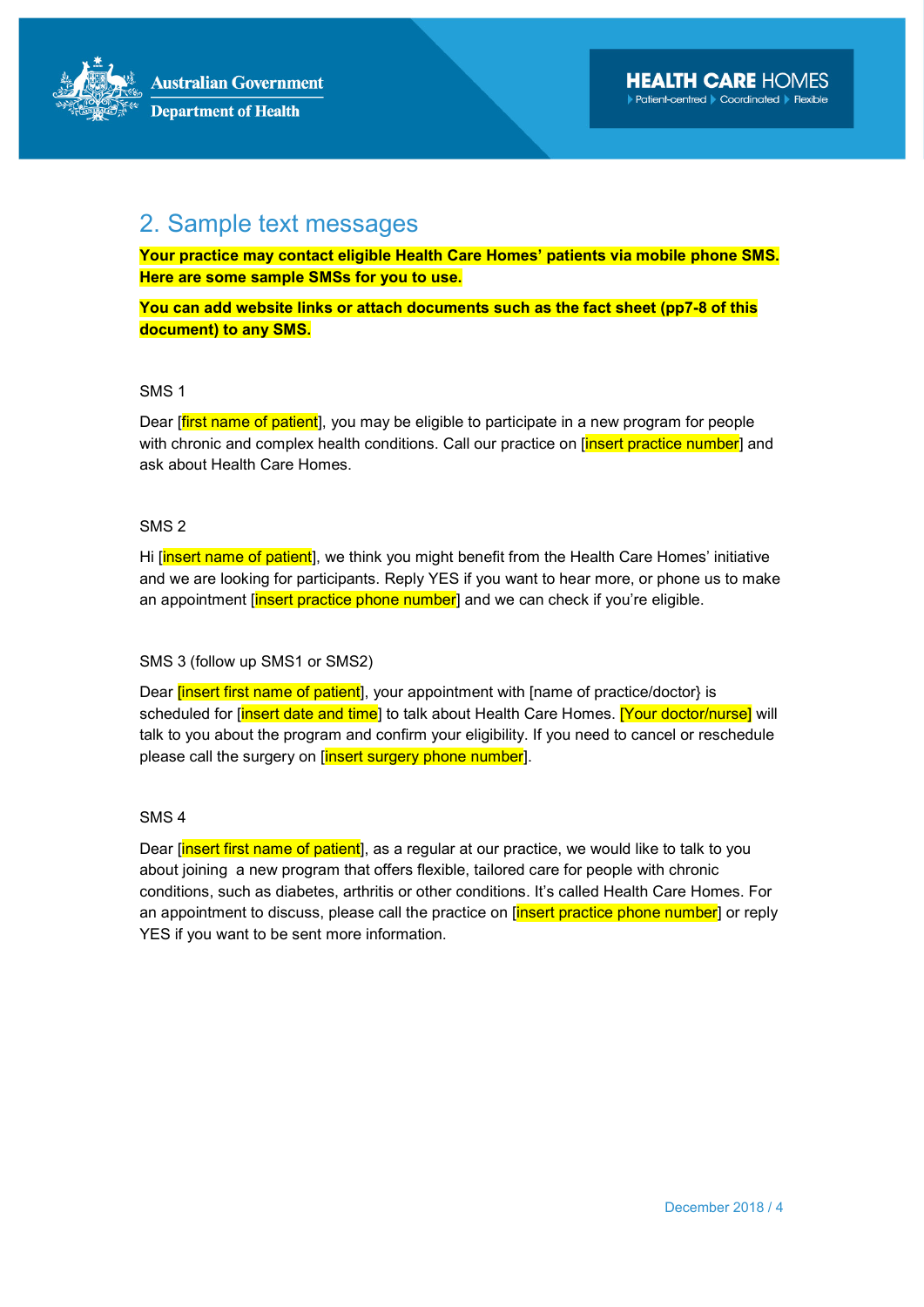## 2. Sample text messages

**Your practice may contact eligible Health Care Homes' patients via mobile phone SMS. Here are some sample SMSs for you to use.**

**You can add website links or attach documents such as the fact sheet (pp7-8 of this document) to any SMS.**

SMS 1

Dear [first name of patient], you may be eligible to participate in a new program for people with chronic and complex health conditions. Call our practice on [insert practice number] and ask about Health Care Homes.

SMS 2

Hi [insert name of patient], we think you might benefit from the Health Care Homes' initiative and we are looking for participants. Reply YES if you want to hear more, or phone us to make an appointment [insert practice phone number] and we can check if you're eligible.

SMS 3 (follow up SMS1 or SMS2)

Dear [insert first name of patient], your appointment with [name of practice/doctor} is scheduled for [insert date and time] to talk about Health Care Homes. [Your doctor/nurse] will talk to you about the program and confirm your eligibility. If you need to cancel or reschedule please call the surgery on [insert surgery phone number].

SMS 4

Dear [insert first name of patient], as a regular at our practice, we would like to talk to you about joining a new program that offers flexible, tailored care for people with chronic conditions, such as diabetes, arthritis or other conditions. It's called Health Care Homes. For an appointment to discuss, please call the practice on [insert practice phone number] or reply YES if you want to be sent more information.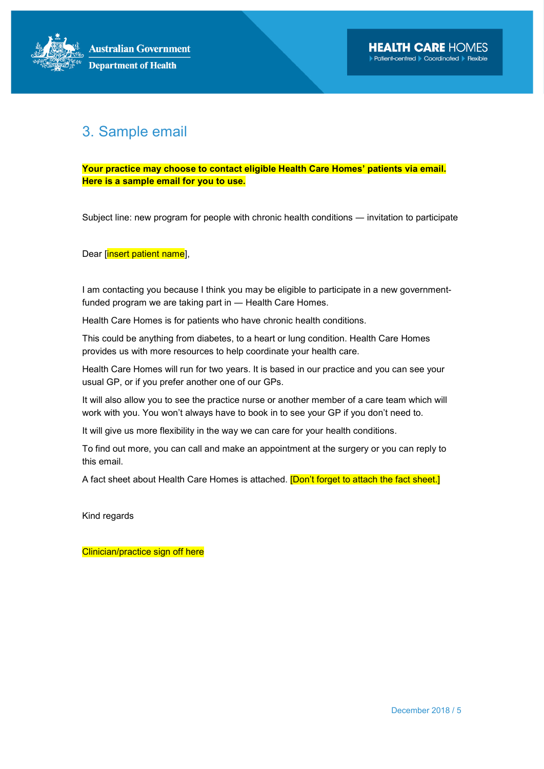## 3. Sample email

**Your practice may choose to contact eligible Health Care Homes' patients via email. Here is a sample email for you to use.**

Subject line: new program for people with chronic health conditions — invitation to participate

Dear [insert patient name],

I am contacting you because I think you may be eligible to participate in a new government-funded program we are taking part in — Health Care Homes.

Health Care Homes is for patients who have chronic health conditions.

This could be anything from diabetes, to a heart or lung condition. Health Care Homes provides us with more resources to help coordinate your health care.

Health Care Homes will run for two years. It is based in our practice and you can see your usual GP, or if you prefer another one of our GPs.

It will also allow you to see the practice nurse or another member of a care team which will work with you. You won't always have to book in to see your GP if you don't need to.

It will give us more flexibility in the way we can care for your health conditions.

To find out more, you can call and make an appointment at the surgery or you can reply to this email.

A fact sheet about Health Care Homes is attached. [Don't forget to attach the fact sheet.]

Kind regards

Clinician/practice sign off here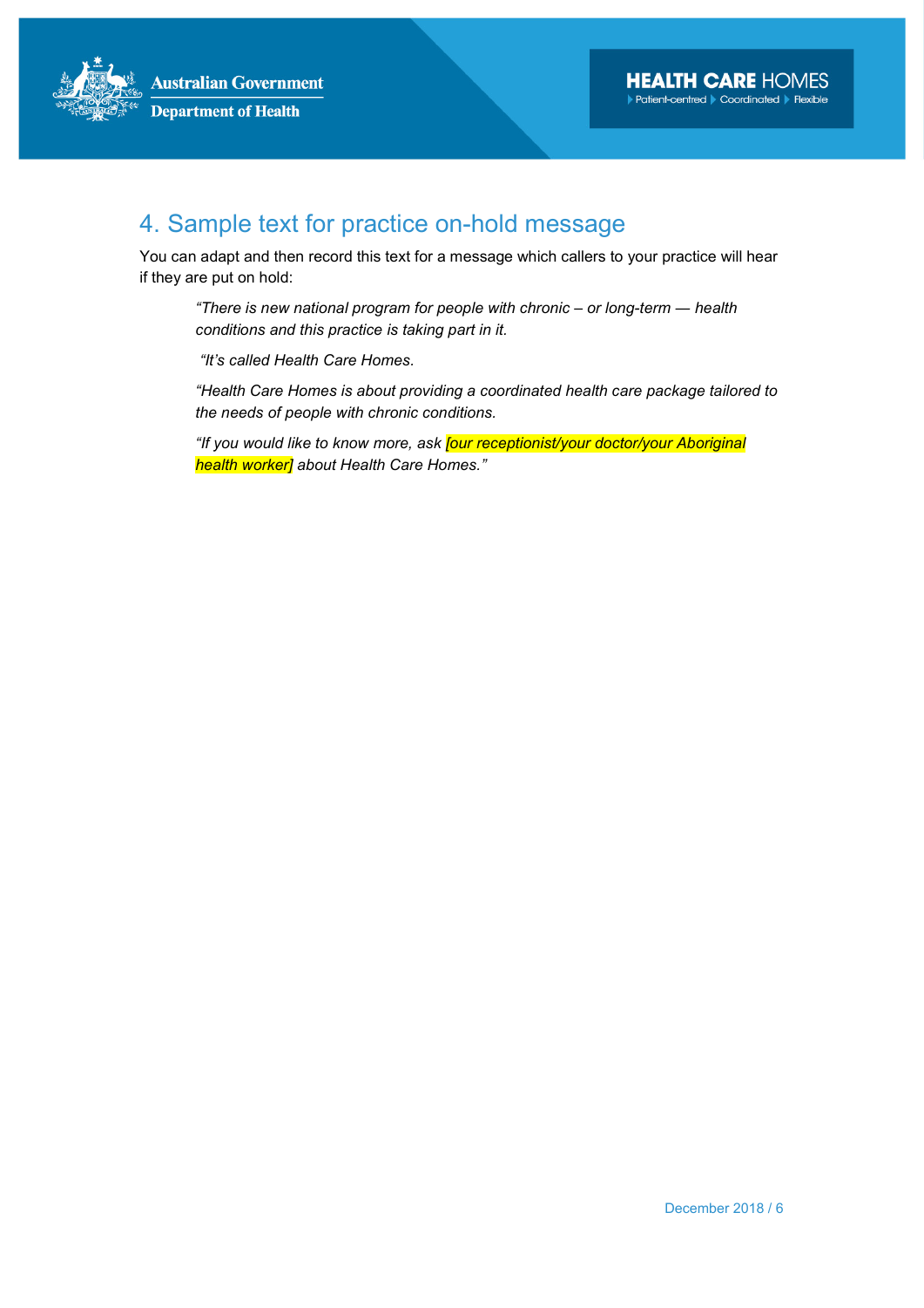## 4. Sample text for practice on-hold message

You can adapt and then record this text for a message which callers to your practice will hear if they are put on hold:

> *"There is new national program for people with chronic – or long-term — health conditions and this practice is taking part in it.*
>
> *"It's called Health Care Homes.*
>
> *"Health Care Homes is about providing a coordinated health care package tailored to the needs of people with chronic conditions.*
>
> *"If you would like to know more, ask [our receptionist/your doctor/your Aboriginal health worker] about Health Care Homes."*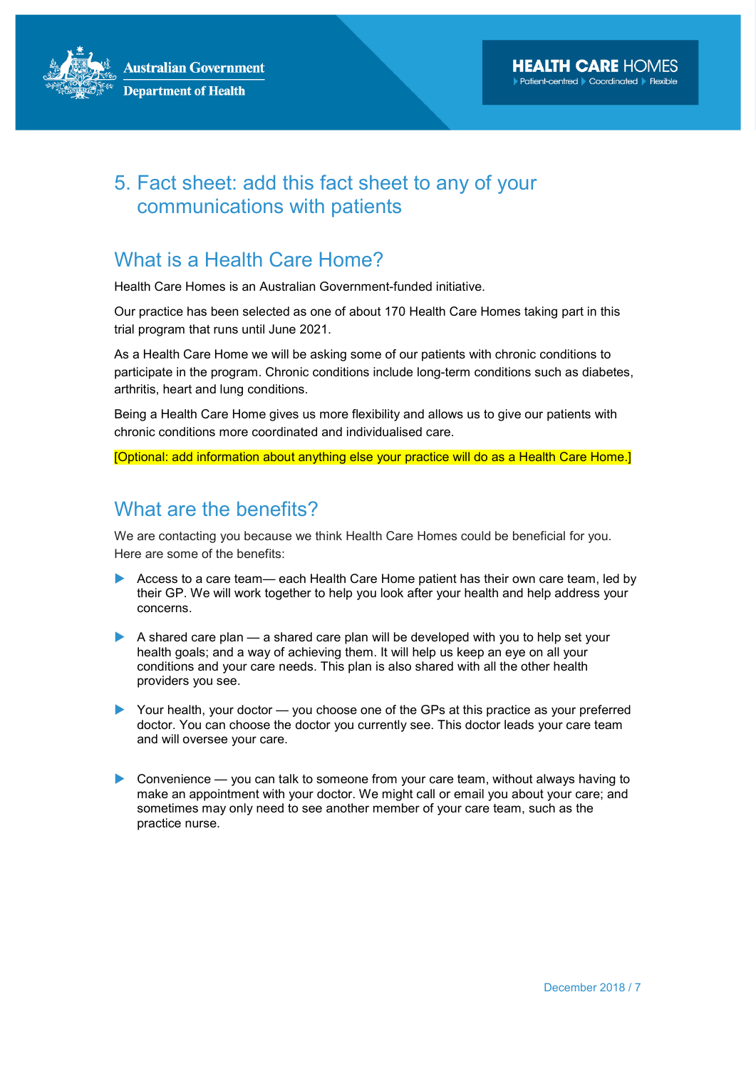# 5. Fact sheet: add this fact sheet to any of your communications with patients

## What is a Health Care Home?

Health Care Homes is an Australian Government-funded initiative.

Our practice has been selected as one of about 170 Health Care Homes taking part in this trial program that runs until June 2021.

As a Health Care Home we will be asking some of our patients with chronic conditions to participate in the program. Chronic conditions include long-term conditions such as diabetes, arthritis, heart and lung conditions.

Being a Health Care Home gives us more flexibility and allows us to give our patients with chronic conditions more coordinated and individualised care.

[Optional: add information about anything else your practice will do as a Health Care Home.]

## What are the benefits?

We are contacting you because we think Health Care Homes could be beneficial for you. Here are some of the benefits:

- Access to a care team— each Health Care Home patient has their own care team, led by their GP. We will work together to help you look after your health and help address your concerns.
- A shared care plan — a shared care plan will be developed with you to help set your health goals; and a way of achieving them. It will help us keep an eye on all your conditions and your care needs. This plan is also shared with all the other health providers you see.
- Your health, your doctor — you choose one of the GPs at this practice as your preferred doctor. You can choose the doctor you currently see. This doctor leads your care team and will oversee your care.
- Convenience — you can talk to someone from your care team, without always having to make an appointment with your doctor. We might call or email you about your care; and sometimes may only need to see another member of your care team, such as the practice nurse.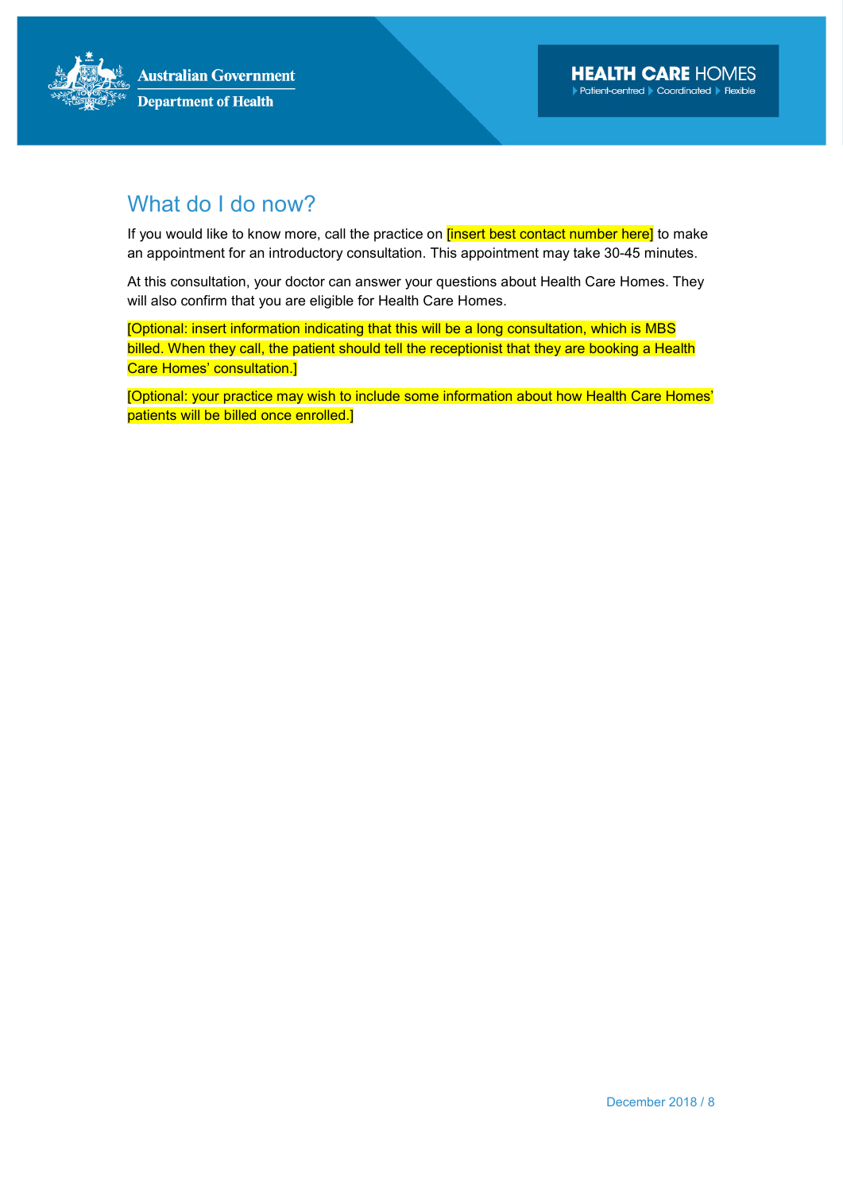## What do I do now?

If you would like to know more, call the practice on [insert best contact number here] to make an appointment for an introductory consultation. This appointment may take 30-45 minutes.

At this consultation, your doctor can answer your questions about Health Care Homes. They will also confirm that you are eligible for Health Care Homes.

[Optional: insert information indicating that this will be a long consultation, which is MBS billed. When they call, the patient should tell the receptionist that they are booking a Health Care Homes' consultation.]

[Optional: your practice may wish to include some information about how Health Care Homes' patients will be billed once enrolled.]